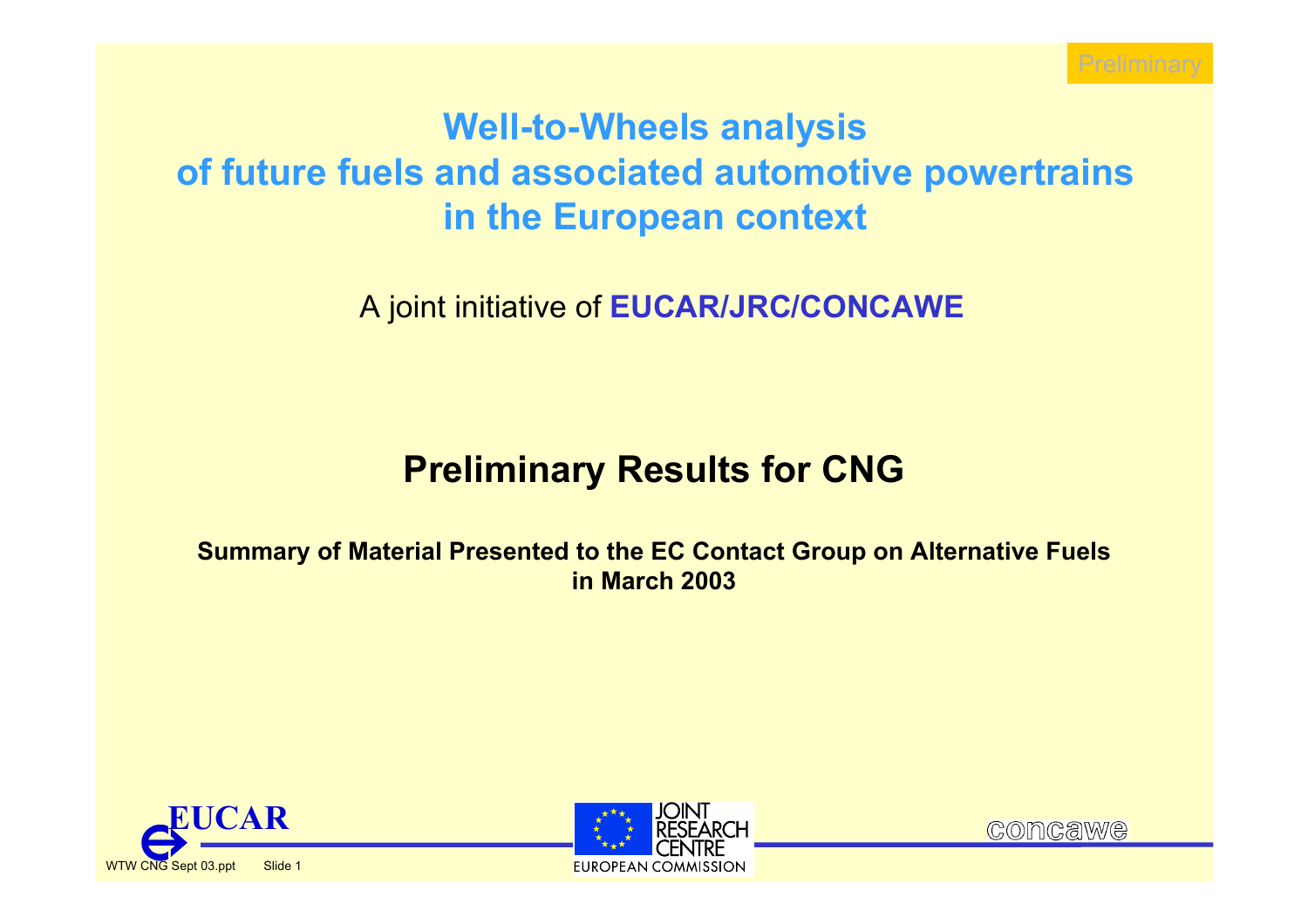Preliminary

# Well-to-Wheels analysis of future fuels and associated automotive powertrains in the European context

A joint initiative of **EUCAR/JRC/CONCAWE**

## Preliminary Results for CNG

**Summary of Material Presented to the EC Contact Group on Alternative Fuels in March 2003**

EUCAR

JOINT RESEARCH CENTRE
EUROPEAN COMMISSION

concawe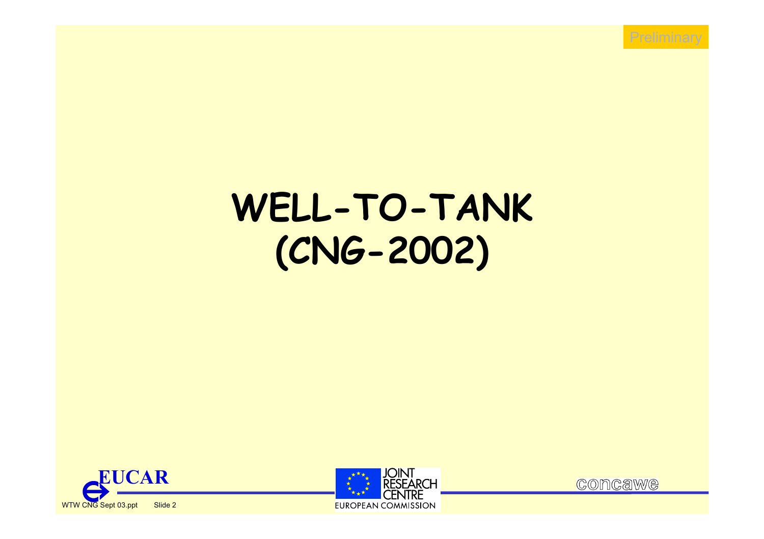# WELL-TO-TANK (CNG-2002)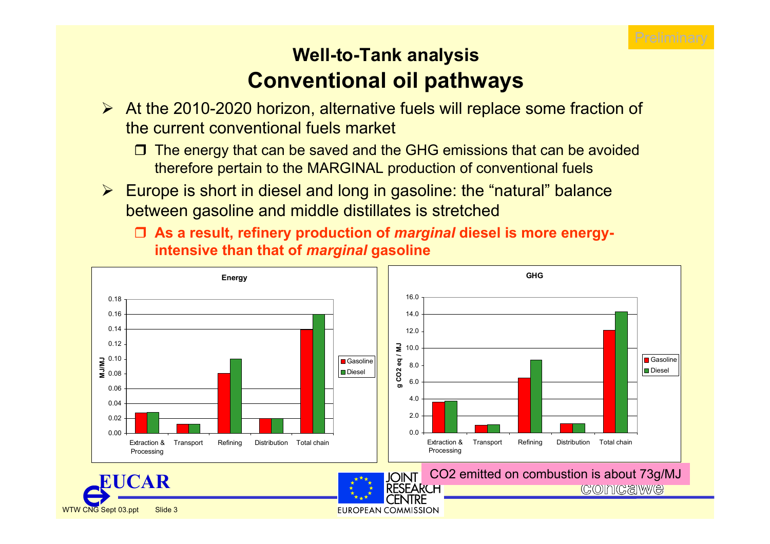Preliminary

## Well-to-Tank analysis

# Conventional oil pathways

- At the 2010-2020 horizon, alternative fuels will replace some fraction of the current conventional fuels market
  - The energy that can be saved and the GHG emissions that can be avoided therefore pertain to the MARGINAL production of conventional fuels
- Europe is short in diesel and long in gasoline: the “natural” balance between gasoline and middle distillates is stretched
  - **As a result, refinery production of *marginal* diesel is more energy-intensive than that of *marginal* gasoline**

**Energy** (MJ/MJ)

| | Gasoline | Diesel |
|---|---|---|
| Extraction & Processing | 0.027 | 0.028 |
| Transport | 0.012 | 0.012 |
| Refining | 0.08 | 0.10 |
| Distribution | 0.02 | 0.02 |
| Total chain | 0.14 | 0.16 |

**GHG** (g $CO_2$ eq / MJ)

| | Gasoline | Diesel |
|---|---|---|
| Extraction & Processing | 3.6 | 3.8 |
| Transport | 0.9 | 1.0 |
| Refining | 6.5 | 8.6 |
| Distribution | 1.1 | 1.1 |
| Total chain | 12.1 | 14.3 |

CO2 emitted on combustion is about 73g/MJ

EUCAR JOINT RESEARCH CENTRE EUROPEAN COMMISSION concawe

WTW CNG Sept 03.ppt Slide 3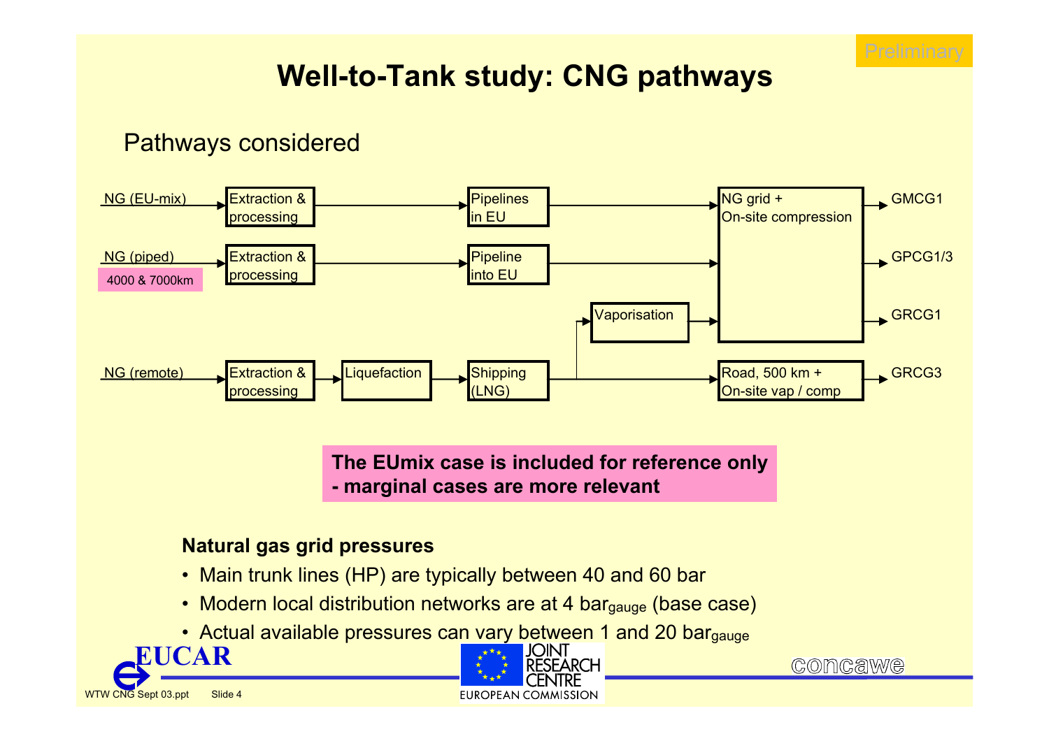Preliminary

# Well-to-Tank study: CNG pathways

## Pathways considered

NG (EU-mix) → Extraction & processing → Pipelines in EU → NG grid + On-site compression → GMCG1

NG (piped) (4000 & 7000km) → Extraction & processing → Pipeline into EU → NG grid + On-site compression → GPCG1/3

NG (remote) → Extraction & processing → Liquefaction → Shipping (LNG) → Vaporisation → NG grid + On-site compression → GRCG1

NG (remote) → Extraction & processing → Liquefaction → Shipping (LNG) → Road, 500 km + On-site vap / comp → GRCG3

**The EUmix case is included for reference only - marginal cases are more relevant**

**Natural gas grid pressures**

- Main trunk lines (HP) are typically between 40 and 60 bar
- Modern local distribution networks are at 4 $bar_{gauge}$ (base case)
- Actual available pressures can vary between 1 and 20 $bar_{gauge}$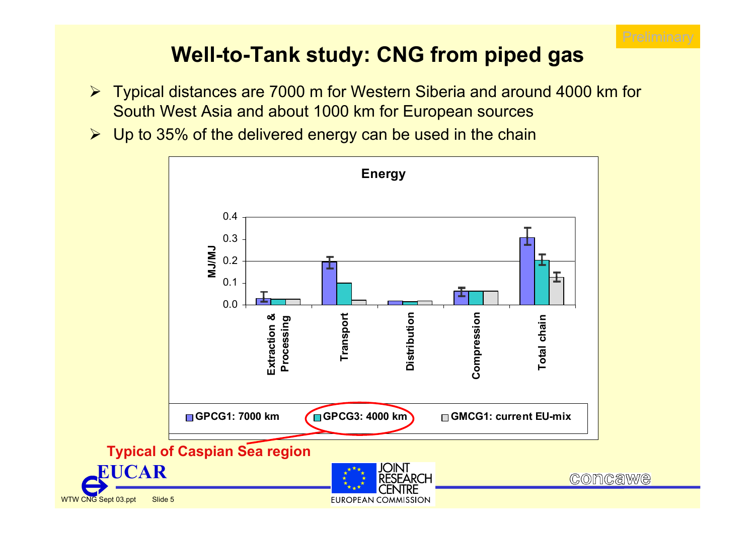Preliminary

# Well-to-Tank study: CNG from piped gas

- Typical distances are 7000 m for Western Siberia and around 4000 km for South West Asia and about 1000 km for European sources
- Up to 35% of the delivered energy can be used in the chain

**Energy**

| MJ/MJ | GPCG1: 7000 km | GPCG3: 4000 km | GMCG1: current EU-mix |
|---|---|---|---|
| Extraction & Processing | 0.03 | 0.03 | 0.03 |
| Transport | 0.20 | 0.10 | 0.02 |
| Distribution | 0.02 | 0.015 | 0.02 |
| Compression | 0.065 | 0.065 | 0.065 |
| Total chain | 0.31 | 0.205 | 0.125 |

**Typical of Caspian Sea region** (GPCG3: 4000 km)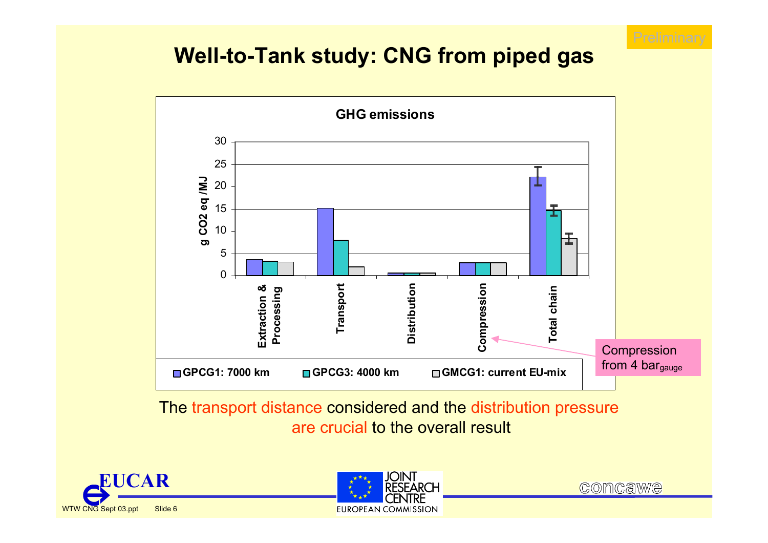# Well-to-Tank study: CNG from piped gas

Preliminary

**GHG emissions**

g CO2 eq /MJ

30, 25, 20, 15, 10, 5, 0

Extraction & Processing | Transport | Distribution | Compression | Total chain

GPCG1: 7000 km | GPCG3: 4000 km | GMCG1: current EU-mix

Compression from 4 $bar_{gauge}$

The transport distance considered and the distribution pressure are crucial to the overall result

EUCAR

JOINT RESEARCH CENTRE EUROPEAN COMMISSION

concawe

WTW CNG Sept 03.ppt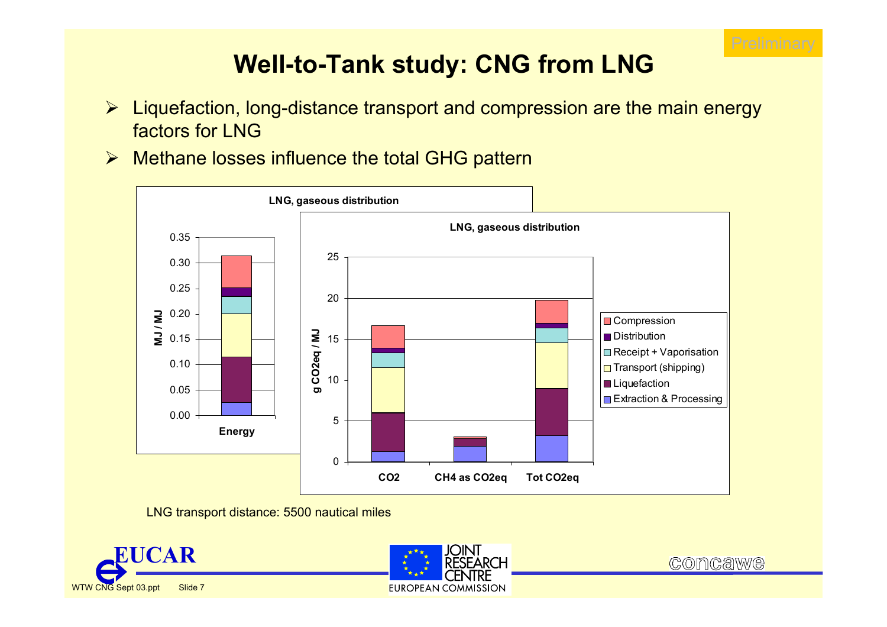Preliminary

# Well-to-Tank study: CNG from LNG

- Liquefaction, long-distance transport and compression are the main energy factors for LNG
- Methane losses influence the total GHG pattern

LNG transport distance: 5500 nautical miles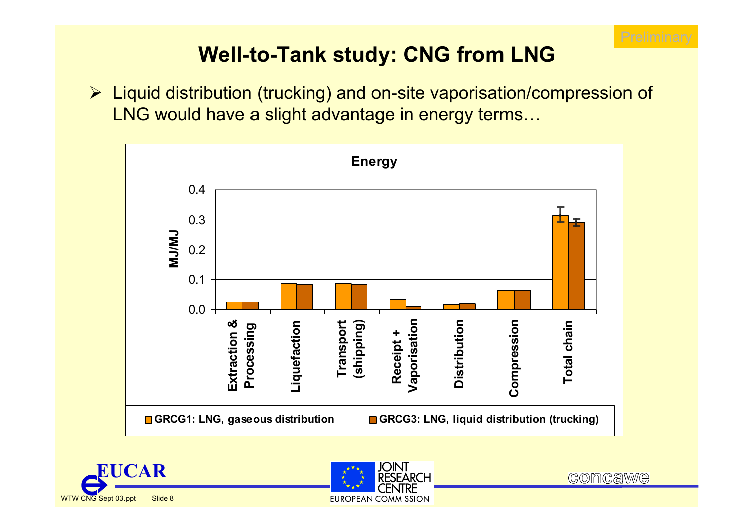Preliminary

# Well-to-Tank study: CNG from LNG

- Liquid distribution (trucking) and on-site vaporisation/compression of LNG would have a slight advantage in energy terms…

**Energy**

MJ/MJ

0.4
0.3
0.2
0.1
0.0

Extraction & Processing | Liquefaction | Transport (shipping) | Receipt + Vaporisation | Distribution | Compression | Total chain

GRCG1: LNG, gaseous distribution    GRCG3: LNG, liquid distribution (trucking)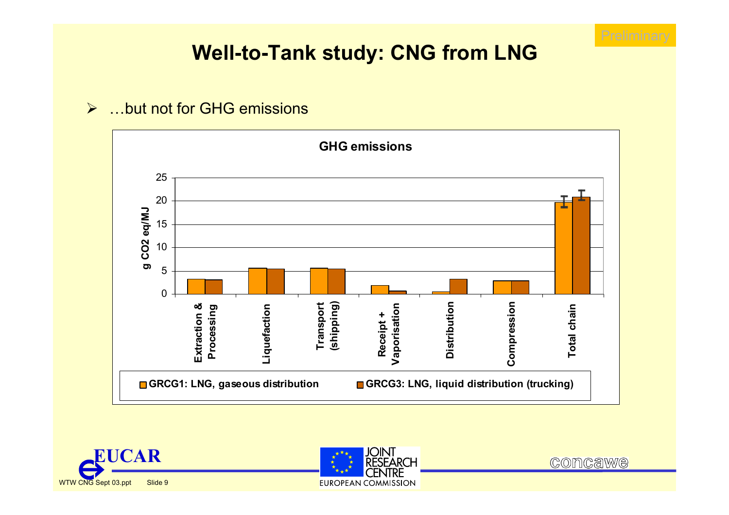# Well-to-Tank study: CNG from LNG

Preliminary

- …but not for GHG emissions

**GHG emissions**

| Stage | GRCG1: LNG, gaseous distribution | GRCG3: LNG, liquid distribution (trucking) |
|---|---|---|
| Extraction & Processing | ~3.3 | ~3.1 |
| Liquefaction | ~5.6 | ~5.5 |
| Transport (shipping) | ~5.6 | ~5.5 |
| Receipt + Vaporisation | ~1.9 | ~0.7 |
| Distribution | ~0.5 | ~3.3 |
| Compression | ~2.9 | ~2.9 |
| Total chain | ~19.7 | ~20.8 |

Y-axis: g CO2 eq/MJ (0–25)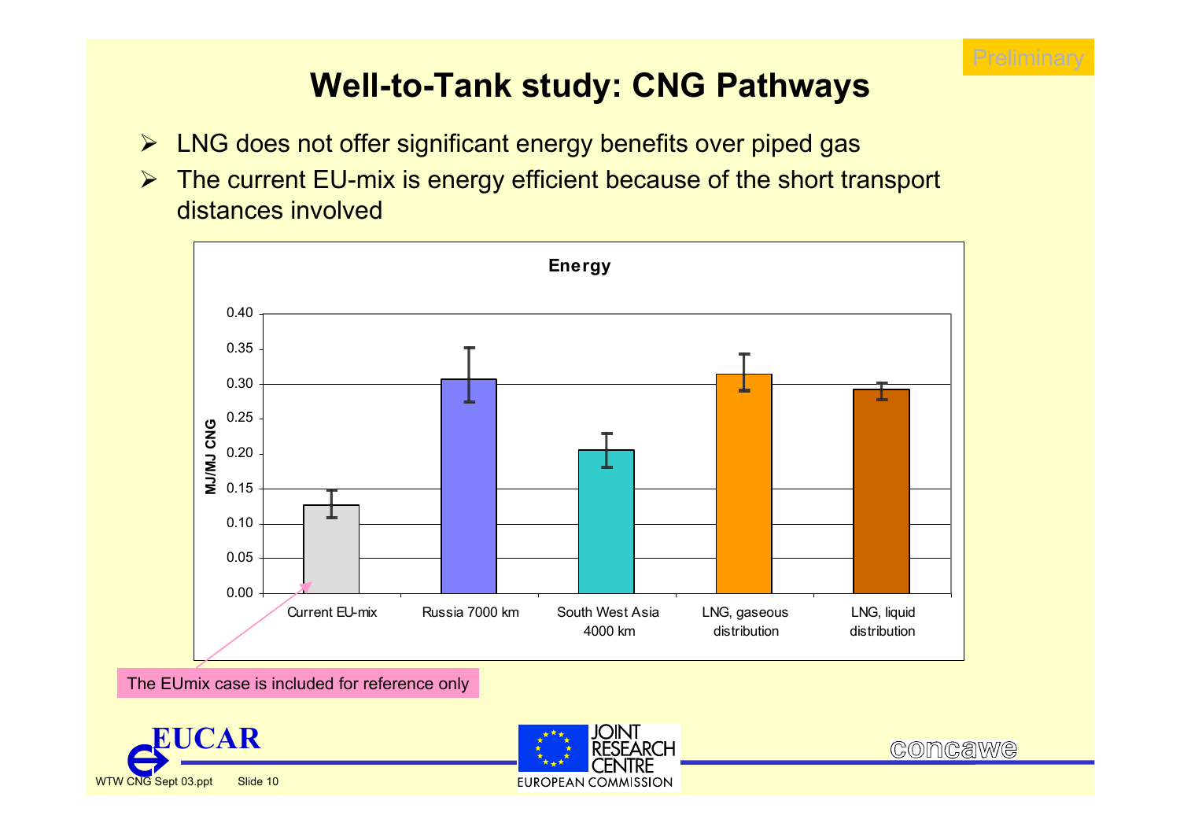Preliminary

# Well-to-Tank study: CNG Pathways

- LNG does not offer significant energy benefits over piped gas
- The current EU-mix is energy efficient because of the short transport distances involved

**Energy**

MJ/MJ CNG

| Pathway | Energy (MJ/MJ CNG) |
|---|---|
| Current EU-mix | ~0.13 |
| Russia 7000 km | ~0.31 |
| South West Asia 4000 km | ~0.21 |
| LNG, gaseous distribution | ~0.31 |
| LNG, liquid distribution | ~0.29 |

The EUmix case is included for reference only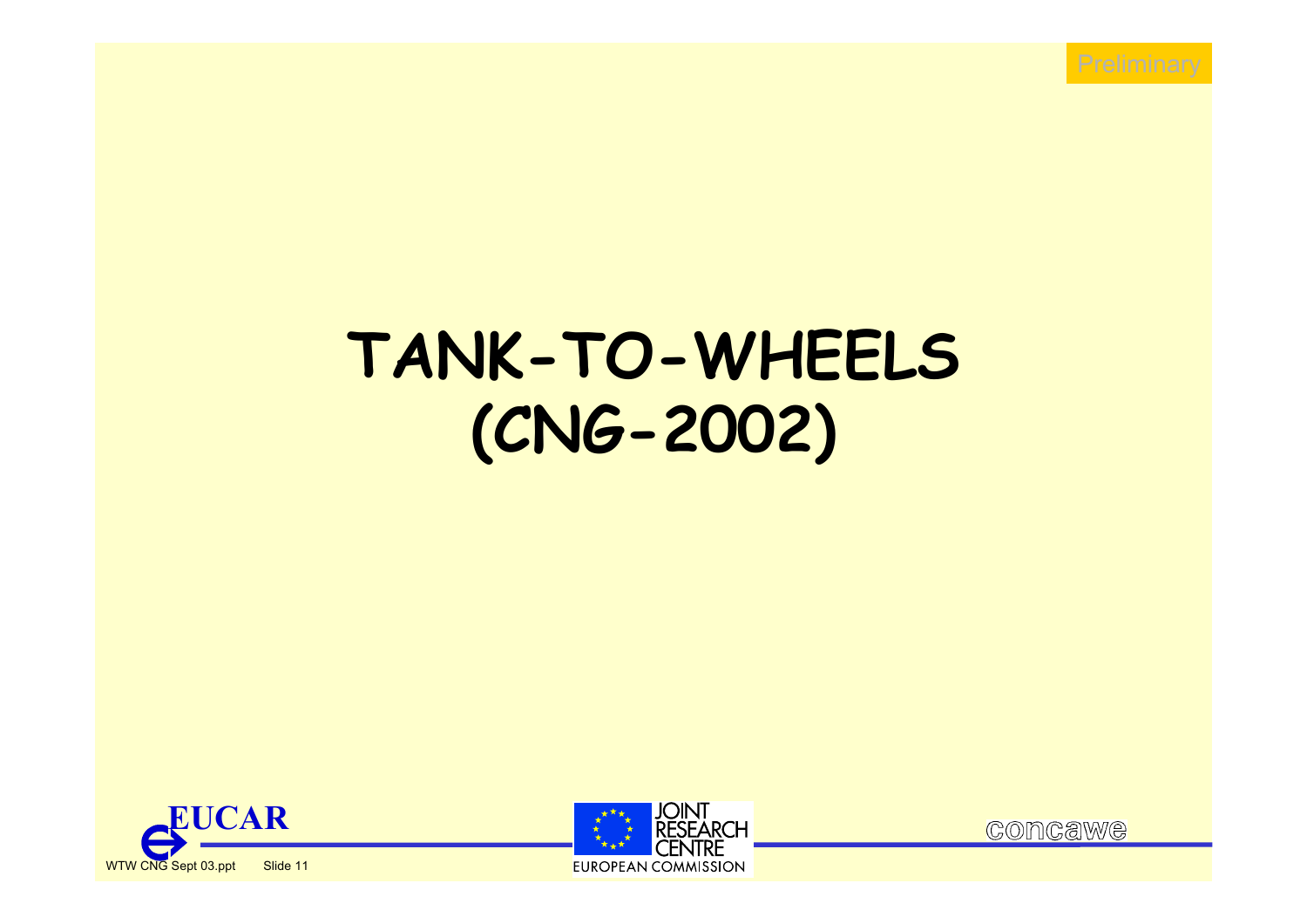# TANK-TO-WHEELS (CNG-2002)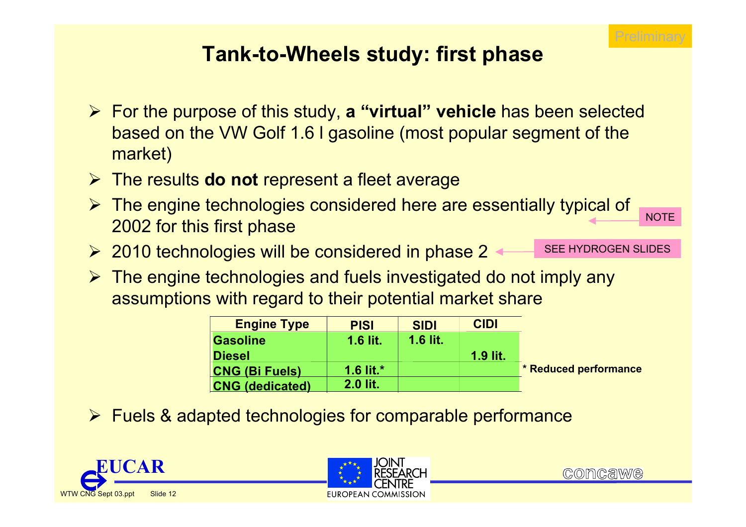Preliminary

# Tank-to-Wheels study: first phase

- For the purpose of this study, **a "virtual" vehicle** has been selected based on the VW Golf 1.6 l gasoline (most popular segment of the market)
- The results **do not** represent a fleet average
- The engine technologies considered here are essentially typical of 2002 for this first phase — NOTE
- 2010 technologies will be considered in phase 2 — SEE HYDROGEN SLIDES
- The engine technologies and fuels investigated do not imply any assumptions with regard to their potential market share

| Engine Type | PISI | SIDI | CIDI |
|---|---|---|---|
| **Gasoline** | **1.6 lit.** | **1.6 lit.** | |
| **Diesel** | | | **1.9 lit.** |
| **CNG (Bi Fuels)** | **1.6 lit.*** | | |
| **CNG (dedicated)** | **2.0 lit.** | | |

**\* Reduced performance**

- Fuels & adapted technologies for comparable performance

EUCAR — JOINT RESEARCH CENTRE EUROPEAN COMMISSION — concawe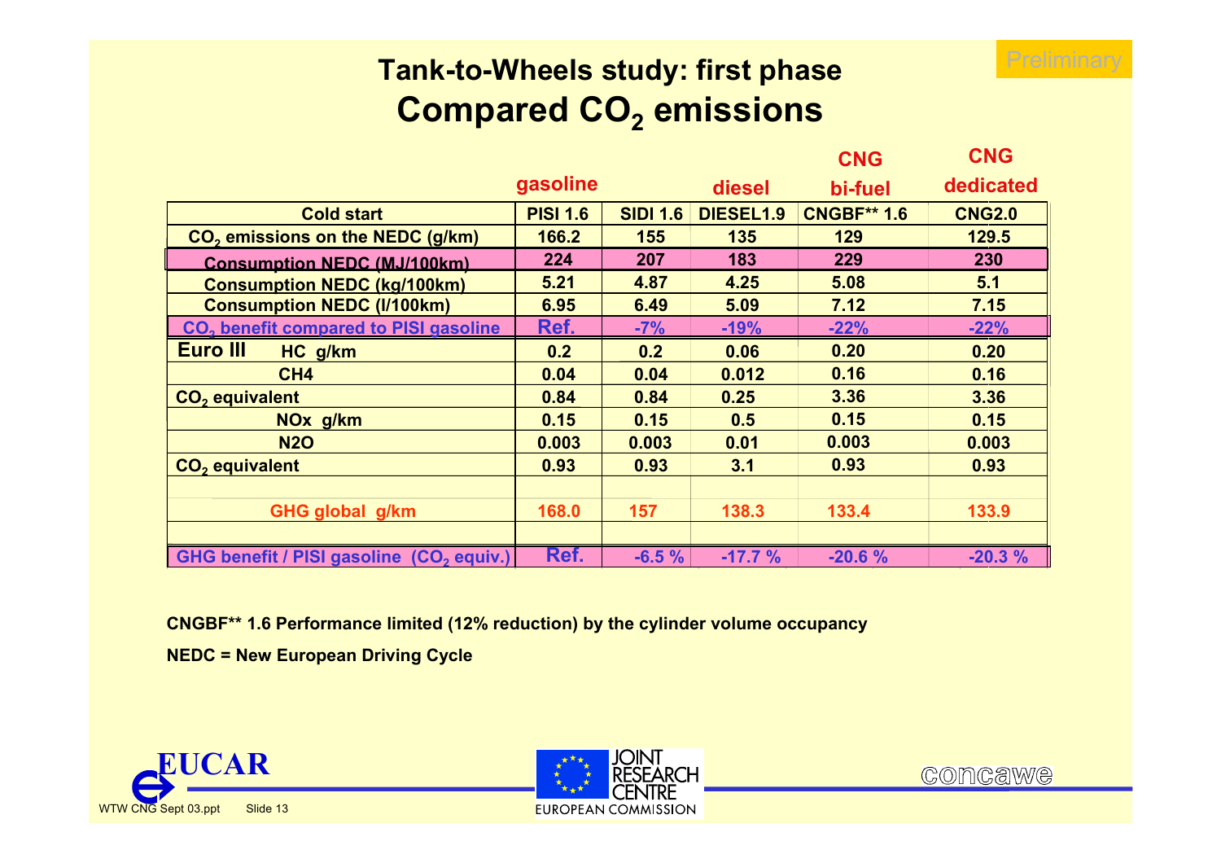Preliminary

# Tank-to-Wheels study: first phase
## Compared $CO_2$ emissions

| | gasoline | | diesel | CNG bi-fuel | CNG dedicated |
|---|---|---|---|---|---|
| **Cold start** | **PISI 1.6** | **SIDI 1.6** | **DIESEL1.9** | **CNGBF** 1.6** | **CNG2.0** |
| $CO_2$ emissions on the NEDC (g/km) | 166.2 | 155 | 135 | 129 | 129.5 |
| Consumption NEDC (MJ/100km) | 224 | 207 | 183 | 229 | 230 |
| Consumption NEDC (kg/100km) | 5.21 | 4.87 | 4.25 | 5.08 | 5.1 |
| Consumption NEDC (l/100km) | 6.95 | 6.49 | 5.09 | 7.12 | 7.15 |
| $CO_2$ benefit compared to PISI gasoline | Ref. | -7% | -19% | -22% | -22% |
| Euro III HC g/km | 0.2 | 0.2 | 0.06 | 0.20 | 0.20 |
| CH4 | 0.04 | 0.04 | 0.012 | 0.16 | 0.16 |
| $CO_2$ equivalent | 0.84 | 0.84 | 0.25 | 3.36 | 3.36 |
| NOx g/km | 0.15 | 0.15 | 0.5 | 0.15 | 0.15 |
| N2O | 0.003 | 0.003 | 0.01 | 0.003 | 0.003 |
| $CO_2$ equivalent | 0.93 | 0.93 | 3.1 | 0.93 | 0.93 |
| | | | | | |
| GHG global g/km | 168.0 | 157 | 138.3 | 133.4 | 133.9 |
| | | | | | |
| GHG benefit / PISI gasoline ($CO_2$ equiv.) | Ref. | -6.5 % | -17.7 % | -20.6 % | -20.3 % |

**CNGBF** 1.6 Performance limited (12% reduction) by the cylinder volume occupancy**

**NEDC = New European Driving Cycle**

EUCAR — JOINT RESEARCH CENTRE EUROPEAN COMMISSION — concawe

WTW CNG Sept 03.ppt Slide 13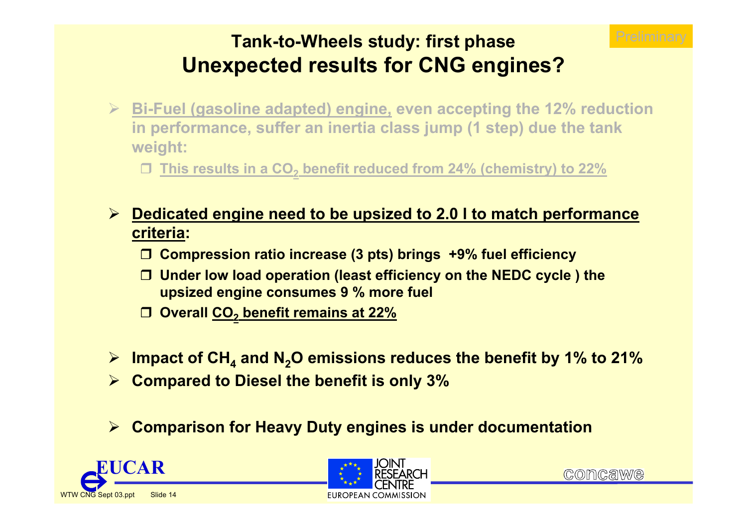Preliminary

## Tank-to-Wheels study: first phase

# Unexpected results for CNG engines?

- Bi-Fuel (gasoline adapted) engine, even accepting the 12% reduction in performance, suffer an inertia class jump (1 step) due the tank weight:
  - This results in a $CO_2$ benefit reduced from 24% (chemistry) to 22%

- **Dedicated engine need to be upsized to 2.0 l to match performance criteria:**
  - **Compression ratio increase (3 pts) brings +9% fuel efficiency**
  - **Under low load operation (least efficiency on the NEDC cycle ) the upsized engine consumes 9 % more fuel**
  - **Overall $CO_2$ benefit remains at 22%**

- **Impact of $CH_4$ and $N_2O$ emissions reduces the benefit by 1% to 21%**
- **Compared to Diesel the benefit is only 3%**

- **Comparison for Heavy Duty engines is under documentation**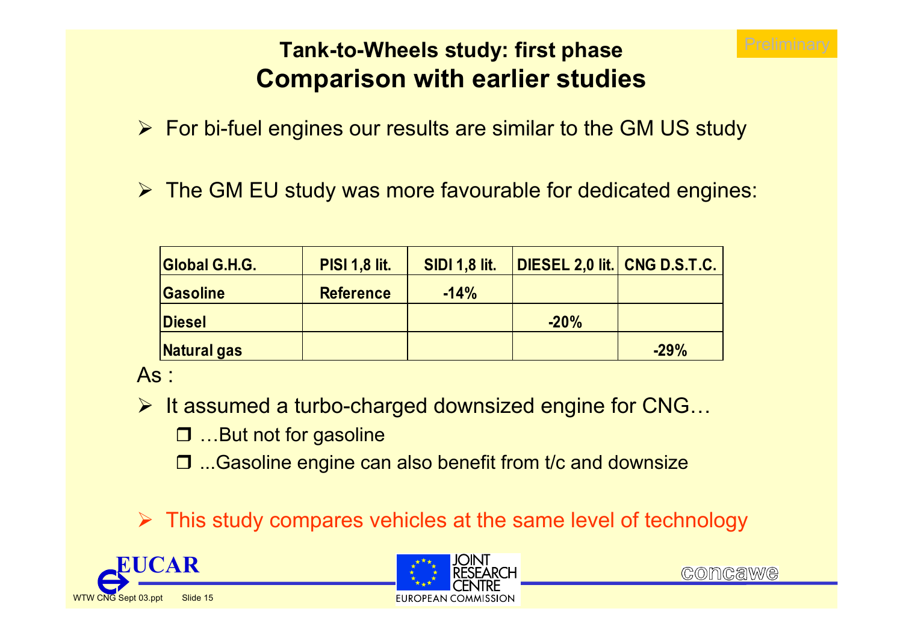Preliminary

## Tank-to-Wheels study: first phase

# Comparison with earlier studies

- For bi-fuel engines our results are similar to the GM US study
- The GM EU study was more favourable for dedicated engines:

| Global G.H.G. | PISI 1,8 lit. | SIDI 1,8 lit. | DIESEL 2,0 lit. | CNG D.S.T.C. |
|---|---|---|---|---|
| Gasoline | Reference | -14% | | |
| Diesel | | | -20% | |
| Natural gas | | | | -29% |

As :

- It assumed a turbo-charged downsized engine for CNG…
  - …But not for gasoline
  - ...Gasoline engine can also benefit from t/c and downsize
- This study compares vehicles at the same level of technology

WTW CNG Sept 03.ppt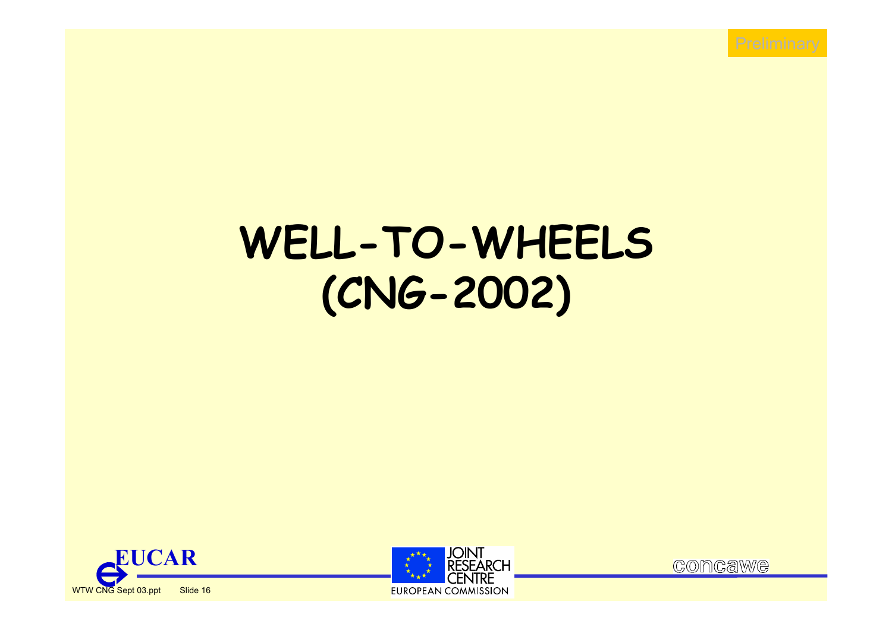Preliminary

# WELL-TO-WHEELS (CNG-2002)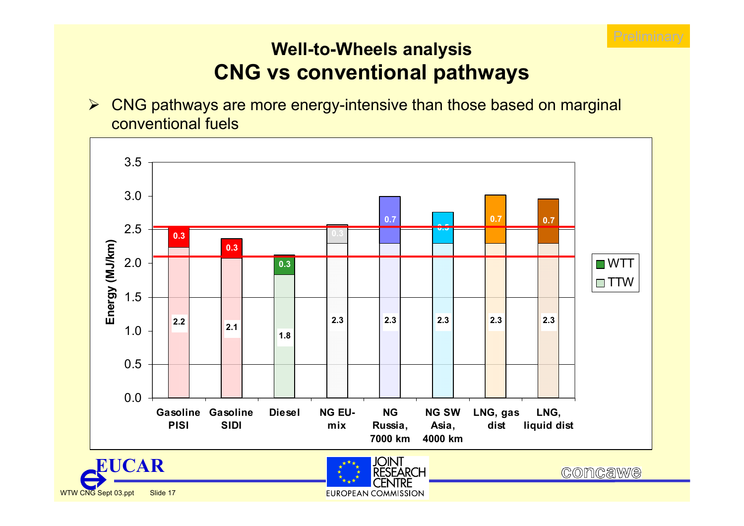Preliminary

# Well-to-Wheels analysis
## CNG vs conventional pathways

- CNG pathways are more energy-intensive than those based on marginal conventional fuels

| Pathway | TTW (MJ/km) | WTT (MJ/km) |
|---|---|---|
| Gasoline PISI | 2.2 | 0.3 |
| Gasoline SIDI | 2.1 | 0.3 |
| Diesel | 1.8 | 0.3 |
| NG EU-mix | 2.3 | 0.3 |
| NG Russia, 7000 km | 2.3 | 0.7 |
| NG SW Asia, 4000 km | 2.3 | 0.5 |
| LNG, gas dist | 2.3 | 0.7 |
| LNG, liquid dist | 2.3 | 0.7 |

Energy (MJ/km)

WTT
TTW

EUCAR

JOINT RESEARCH CENTRE
EUROPEAN COMMISSION

concawe

WTW CNG Sept 03.ppt Slide 17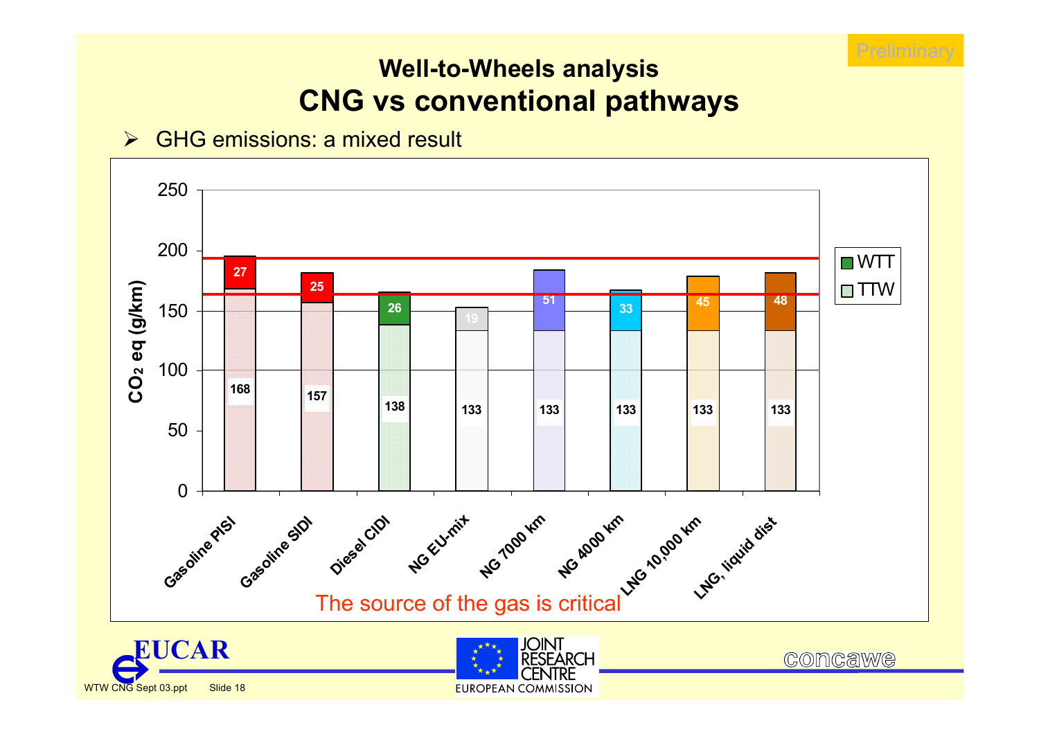Preliminary

# Well-to-Wheels analysis

## CNG vs conventional pathways

- GHG emissions: a mixed result

| Pathway | TTW ($CO_2$ eq g/km) | WTT ($CO_2$ eq g/km) |
|---|---|---|
| Gasoline PISI | 168 | 27 |
| Gasoline SIDI | 157 | 25 |
| Diesel CIDI | 138 | 26 |
| NG EU-mix | 133 | 19 |
| NG 7000 km | 133 | 51 |
| NG 4000 km | 133 | 33 |
| LNG 10,000 km | 133 | 45 |
| LNG, liquid dist | 133 | 48 |

The source of the gas is critical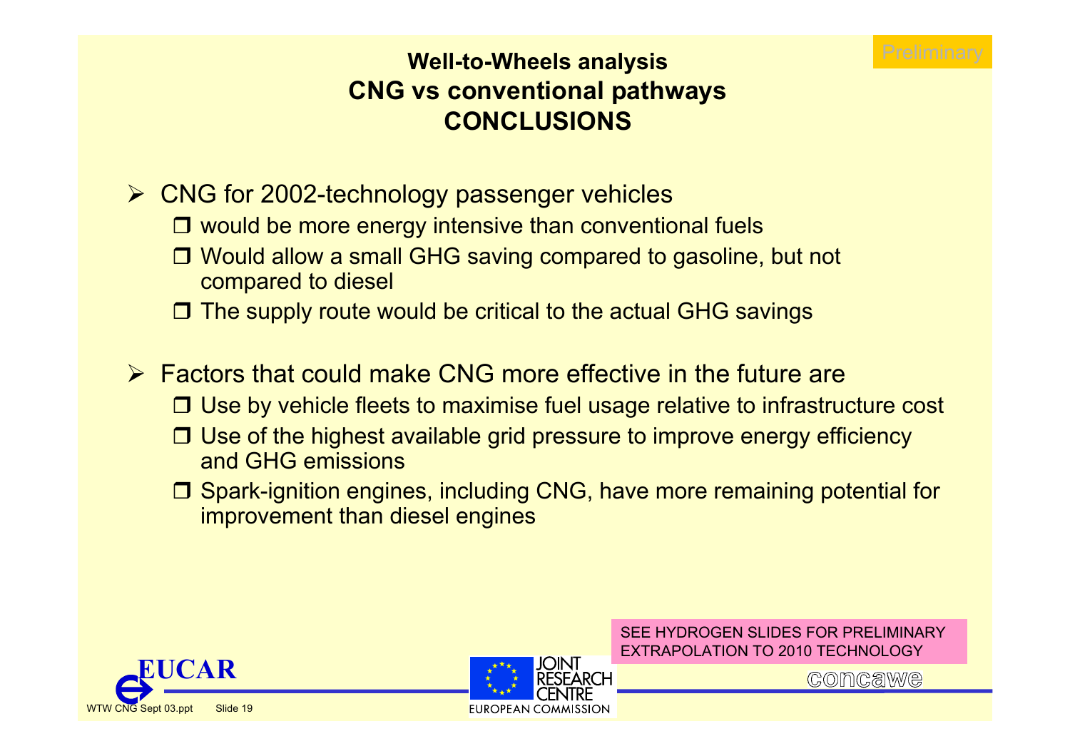Preliminary

# Well-to-Wheels analysis
# CNG vs conventional pathways
# CONCLUSIONS

- CNG for 2002-technology passenger vehicles
  - would be more energy intensive than conventional fuels
  - Would allow a small GHG saving compared to gasoline, but not compared to diesel
  - The supply route would be critical to the actual GHG savings

- Factors that could make CNG more effective in the future are
  - Use by vehicle fleets to maximise fuel usage relative to infrastructure cost
  - Use of the highest available grid pressure to improve energy efficiency and GHG emissions
  - Spark-ignition engines, including CNG, have more remaining potential for improvement than diesel engines

SEE HYDROGEN SLIDES FOR PRELIMINARY EXTRAPOLATION TO 2010 TECHNOLOGY

EUCAR

JOINT RESEARCH CENTRE
EUROPEAN COMMISSION

concawe